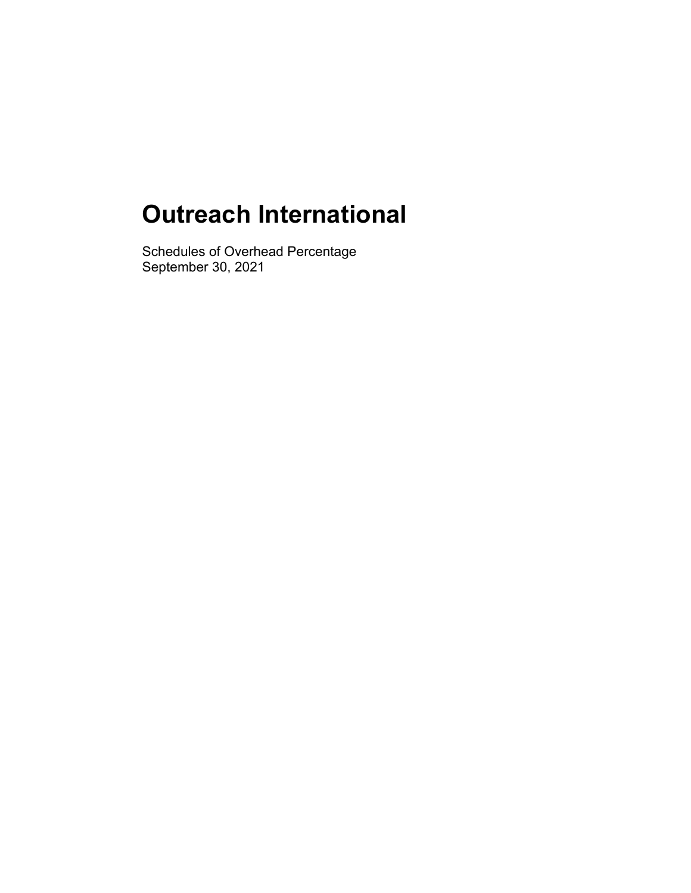# Outreach International

Schedules of Overhead Percentage
September 30, 2021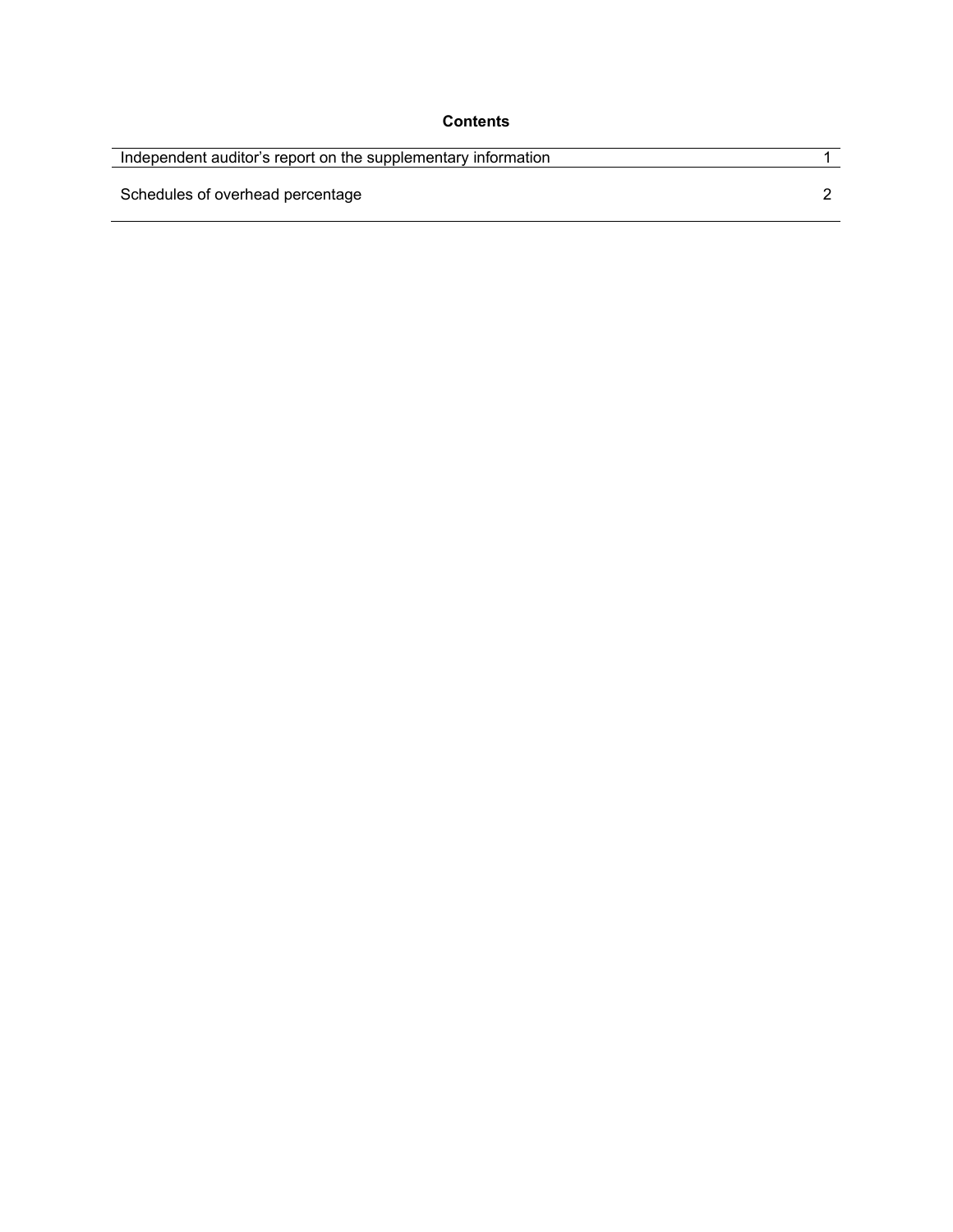## Contents

| | |
|---|---|
| Independent auditor's report on the supplementary information | 1 |
| Schedules of overhead percentage | 2 |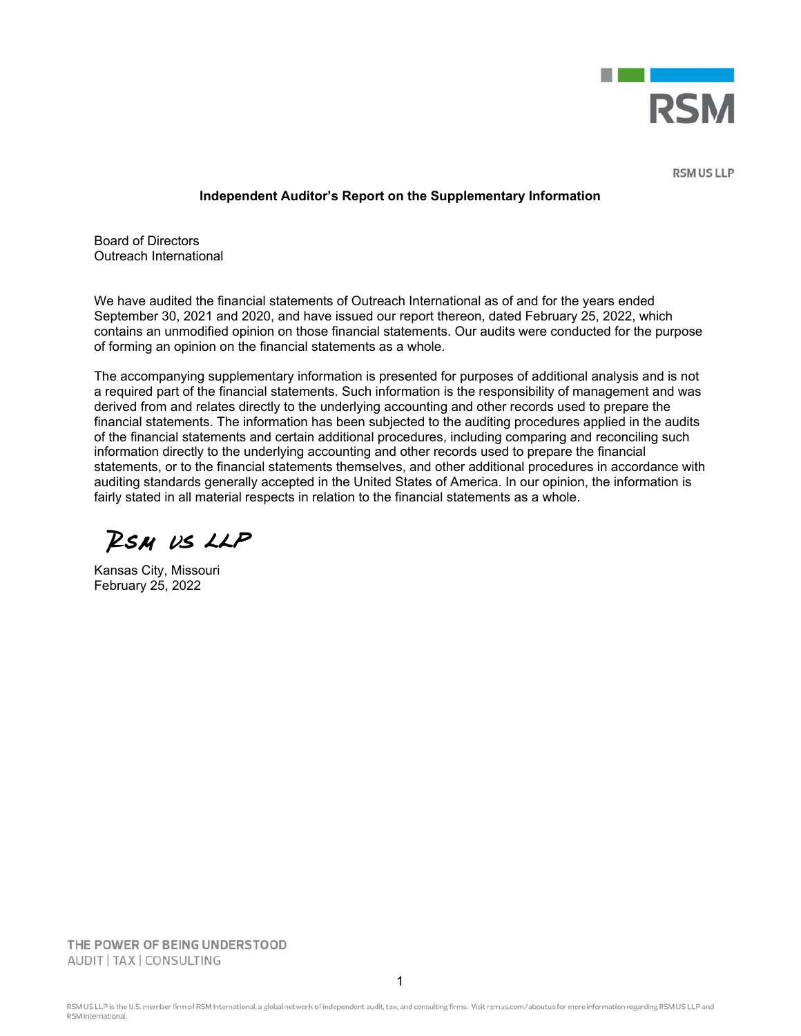RSM

RSM US LLP

## Independent Auditor's Report on the Supplementary Information

Board of Directors
Outreach International

We have audited the financial statements of Outreach International as of and for the years ended September 30, 2021 and 2020, and have issued our report thereon, dated February 25, 2022, which contains an unmodified opinion on those financial statements. Our audits were conducted for the purpose of forming an opinion on the financial statements as a whole.

The accompanying supplementary information is presented for purposes of additional analysis and is not a required part of the financial statements. Such information is the responsibility of management and was derived from and relates directly to the underlying accounting and other records used to prepare the financial statements. The information has been subjected to the auditing procedures applied in the audits of the financial statements and certain additional procedures, including comparing and reconciling such information directly to the underlying accounting and other records used to prepare the financial statements, or to the financial statements themselves, and other additional procedures in accordance with auditing standards generally accepted in the United States of America. In our opinion, the information is fairly stated in all material respects in relation to the financial statements as a whole.

RSM US LLP

Kansas City, Missouri
February 25, 2022

THE POWER OF BEING UNDERSTOOD
AUDIT | TAX | CONSULTING

RSM US LLP is the U.S. member firm of RSM International, a global network of independent audit, tax, and consulting firms. Visit rsmus.com/aboutus for more information regarding RSM US LLP and RSM International.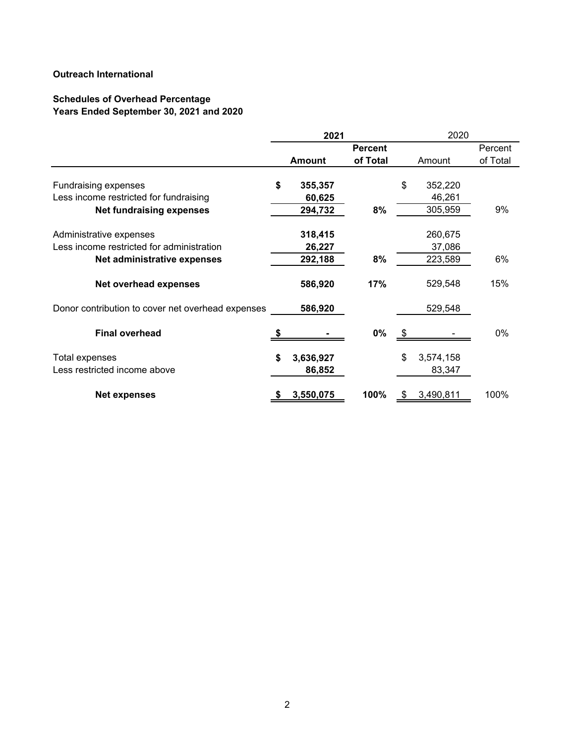**Outreach International**

**Schedules of Overhead Percentage**
**Years Ended September 30, 2021 and 2020**

| | 2021 | | 2020 | |
|---|---|---|---|---|
| | **Amount** | **Percent of Total** | Amount | Percent of Total |
| Fundraising expenses | **$ 355,357** | | $ 352,220 | |
| Less income restricted for fundraising | **60,625** | | 46,261 | |
| **Net fundraising expenses** | **294,732** | **8%** | 305,959 | 9% |
| Administrative expenses | **318,415** | | 260,675 | |
| Less income restricted for administration | **26,227** | | 37,086 | |
| **Net administrative expenses** | **292,188** | **8%** | 223,589 | 6% |
| **Net overhead expenses** | **586,920** | **17%** | 529,548 | 15% |
| Donor contribution to cover net overhead expenses | **586,920** | | 529,548 | |
| **Final overhead** | **$ -** | **0%** | $ - | 0% |
| Total expenses | **$ 3,636,927** | | $ 3,574,158 | |
| Less restricted income above | **86,852** | | 83,347 | |
| **Net expenses** | **$ 3,550,075** | **100%** | $ 3,490,811 | 100% |